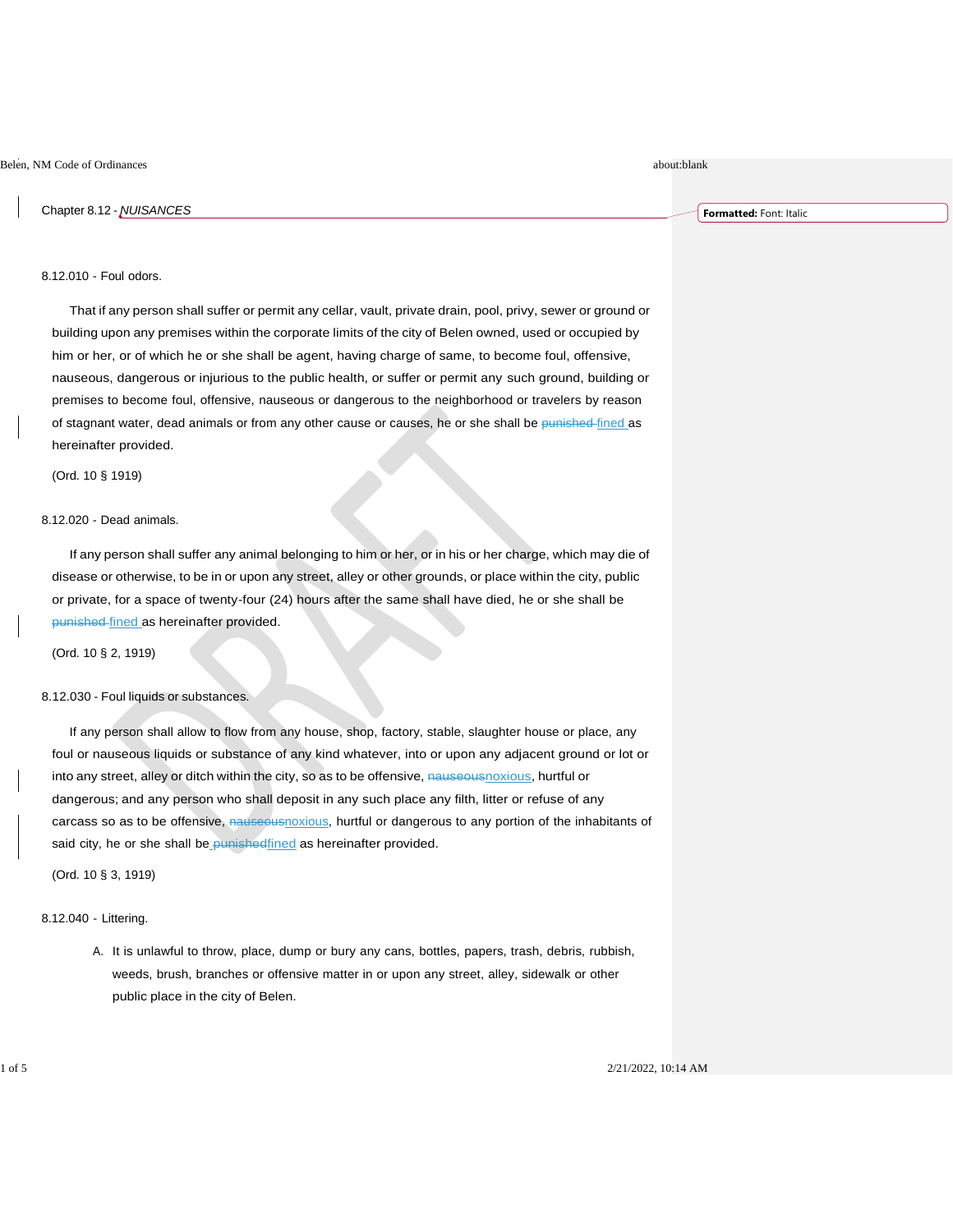# Chapter 8.12 - *NUISANCES*

## 8.12.010 - Foul odors.

That if any person shall suffer or permit any cellar, vault, private drain, pool, privy, sewer or ground or building upon any premises within the corporate limits of the city of Belen owned, used or occupied by him or her, or of which he or she shall be agent, having charge of same, to become foul, offensive, nauseous, dangerous or injurious to the public health, or suffer or permit any such ground, building or premises to become foul, offensive, nauseous or dangerous to the neighborhood or travelers by reason of stagnant water, dead animals or from any other cause or causes, he or she shall be ~~punished~~ fined as hereinafter provided.

(Ord. 10 § 1919)

## 8.12.020 - Dead animals.

If any person shall suffer any animal belonging to him or her, or in his or her charge, which may die of disease or otherwise, to be in or upon any street, alley or other grounds, or place within the city, public or private, for a space of twenty-four (24) hours after the same shall have died, he or she shall be ~~punished~~ fined as hereinafter provided.

(Ord. 10 § 2, 1919)

## 8.12.030 - Foul liquids or substances.

If any person shall allow to flow from any house, shop, factory, stable, slaughter house or place, any foul or nauseous liquids or substance of any kind whatever, into or upon any adjacent ground or lot or into any street, alley or ditch within the city, so as to be offensive, ~~nauseous~~noxious, hurtful or dangerous; and any person who shall deposit in any such place any filth, litter or refuse of any carcass so as to be offensive, ~~nauseous~~noxious, hurtful or dangerous to any portion of the inhabitants of said city, he or she shall be ~~punished~~fined as hereinafter provided.

(Ord. 10 § 3, 1919)

## 8.12.040 - Littering.

A. It is unlawful to throw, place, dump or bury any cans, bottles, papers, trash, debris, rubbish, weeds, brush, branches or offensive matter in or upon any street, alley, sidewalk or other public place in the city of Belen.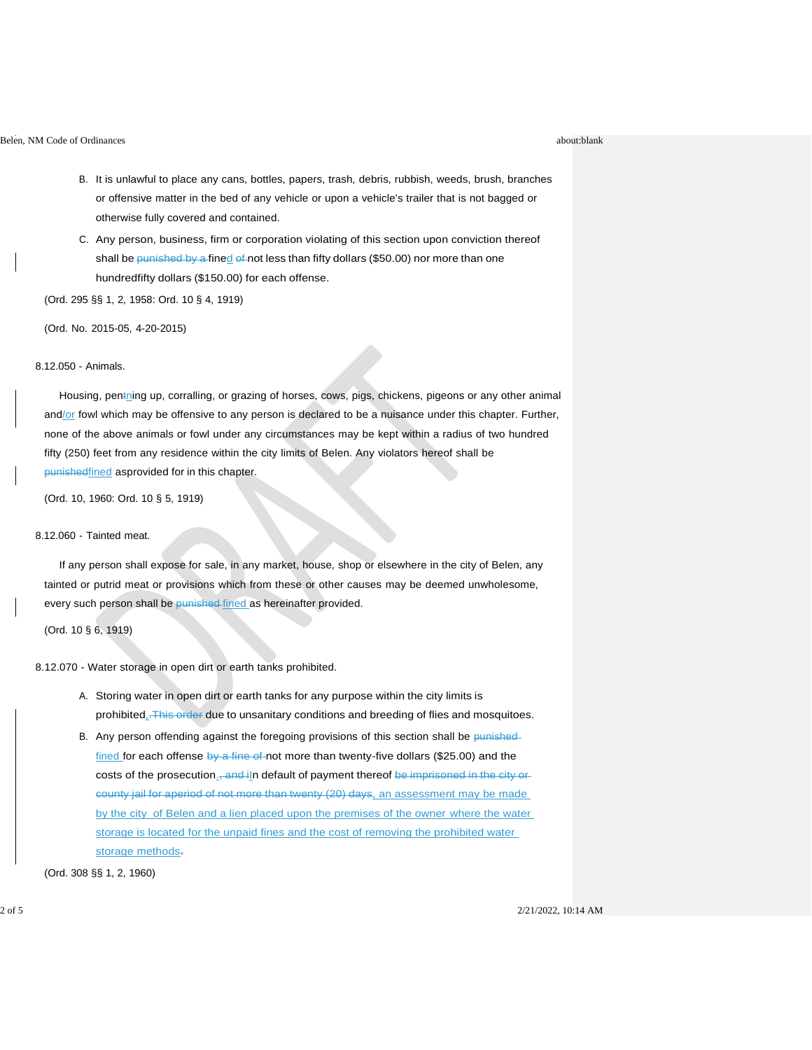B. It is unlawful to place any cans, bottles, papers, trash, debris, rubbish, weeds, brush, branches or offensive matter in the bed of any vehicle or upon a vehicle's trailer that is not bagged or otherwise fully covered and contained.

C. Any person, business, firm or corporation violating of this section upon conviction thereof shall be ~~punished by a~~ fine<u>d</u> ~~of~~ not less than fifty dollars ($50.00) nor more than one hundredfifty dollars ($150.00) for each offense.

(Ord. 295 §§ 1, 2, 1958: Ord. 10 § 4, 1919)

(Ord. No. 2015-05, 4-20-2015)

8.12.050 - Animals.

Housing, pen~~t~~<u>n</u>ing up, corralling, or grazing of horses, cows, pigs, chickens, pigeons or any other animal and<u>/or</u> fowl which may be offensive to any person is declared to be a nuisance under this chapter. Further, none of the above animals or fowl under any circumstances may be kept within a radius of two hundred fifty (250) feet from any residence within the city limits of Belen. Any violators hereof shall be ~~punished~~<u>fined</u> asprovided for in this chapter.

(Ord. 10, 1960: Ord. 10 § 5, 1919)

8.12.060 - Tainted meat.

If any person shall expose for sale, in any market, house, shop or elsewhere in the city of Belen, any tainted or putrid meat or provisions which from these or other causes may be deemed unwholesome, every such person shall be ~~punished~~ <u>fined</u> as hereinafter provided.

(Ord. 10 § 6, 1919)

8.12.070 - Water storage in open dirt or earth tanks prohibited.

A. Storing water in open dirt or earth tanks for any purpose within the city limits is prohibited<u>,</u> ~~. This order~~ due to unsanitary conditions and breeding of flies and mosquitoes.

B. Any person offending against the foregoing provisions of this section shall be ~~punished~~ <u>fined</u> for each offense ~~by a fine of~~ not more than twenty-five dollars ($25.00) and the costs of the prosecution<u>.</u> ~~, and i~~<u>I</u>n default of payment thereof ~~be imprisoned in the city or county jail for aperiod of not more than twenty (20) days,~~ <u>an assessment may be made by the city of Belen and a lien placed upon the premises of the owner where the water storage is located for the unpaid fines and the cost of removing the prohibited water storage methods</u>~~.~~

(Ord. 308 §§ 1, 2, 1960)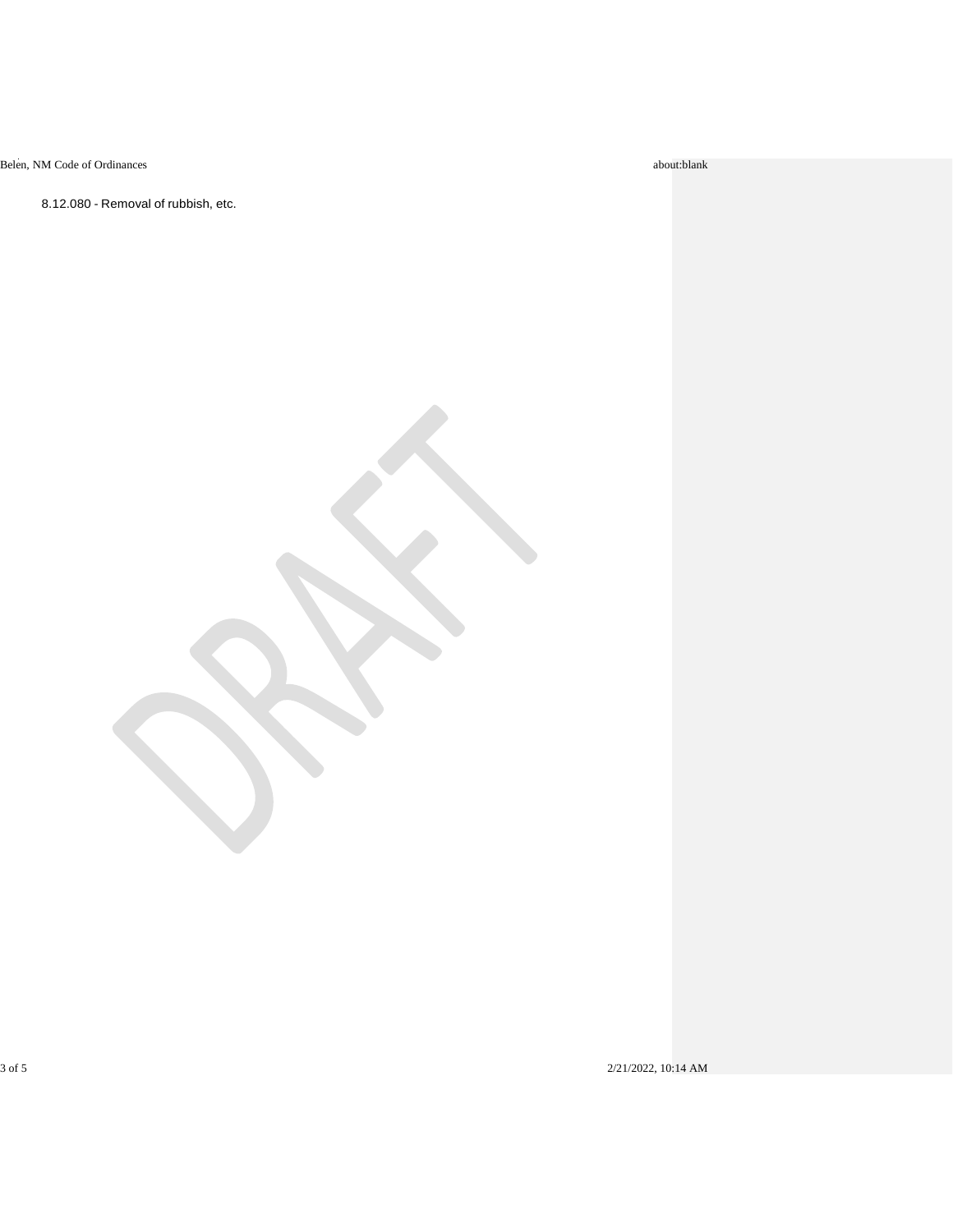8.12.080 - Removal of rubbish, etc.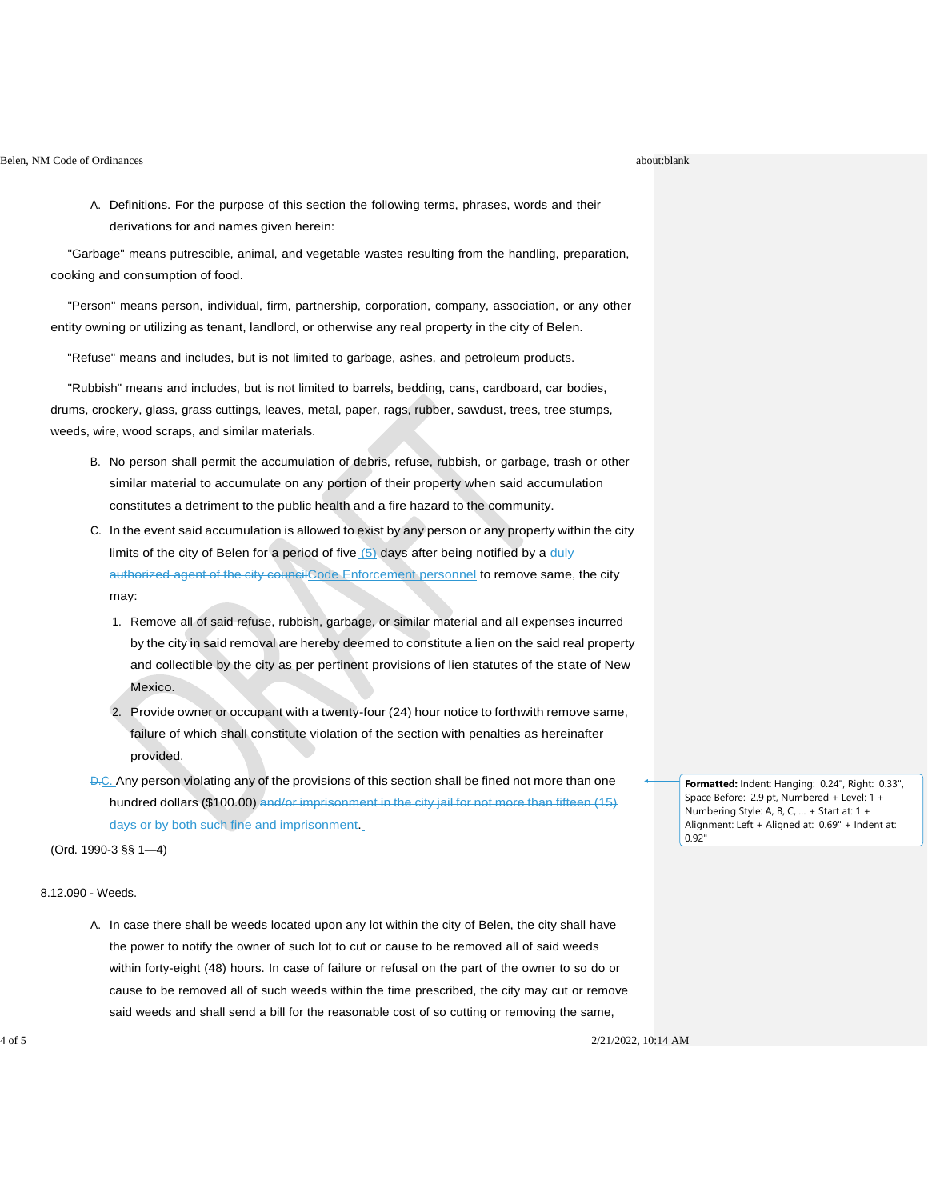A. Definitions. For the purpose of this section the following terms, phrases, words and their derivations for and names given herein:

"Garbage" means putrescible, animal, and vegetable wastes resulting from the handling, preparation, cooking and consumption of food.

"Person" means person, individual, firm, partnership, corporation, company, association, or any other entity owning or utilizing as tenant, landlord, or otherwise any real property in the city of Belen.

"Refuse" means and includes, but is not limited to garbage, ashes, and petroleum products.

"Rubbish" means and includes, but is not limited to barrels, bedding, cans, cardboard, car bodies, drums, crockery, glass, grass cuttings, leaves, metal, paper, rags, rubber, sawdust, trees, tree stumps, weeds, wire, wood scraps, and similar materials.

B. No person shall permit the accumulation of debris, refuse, rubbish, or garbage, trash or other similar material to accumulate on any portion of their property when said accumulation constitutes a detriment to the public health and a fire hazard to the community.

C. In the event said accumulation is allowed to exist by any person or any property within the city limits of the city of Belen for a period of five (5) days after being notified by a ~~duly authorized agent of the city council~~Code Enforcement personnel to remove same, the city may:

1. Remove all of said refuse, rubbish, garbage, or similar material and all expenses incurred by the city in said removal are hereby deemed to constitute a lien on the said real property and collectible by the city as per pertinent provisions of lien statutes of the state of New Mexico.
2. Provide owner or occupant with a twenty-four (24) hour notice to forthwith remove same, failure of which shall constitute violation of the section with penalties as hereinafter provided.

~~D.~~C. Any person violating any of the provisions of this section shall be fined not more than one hundred dollars ($100.00) ~~and/or imprisonment in the city jail for not more than fifteen (15) days or by both such fine and imprisonment.~~

(Ord. 1990-3 §§ 1—4)

Formatted: Indent: Hanging: 0.24", Right: 0.33", Space Before: 2.9 pt, Numbered + Level: 1 + Numbering Style: A, B, C, … + Start at: 1 + Alignment: Left + Aligned at: 0.69" + Indent at: 0.92"

8.12.090 - Weeds.

A. In case there shall be weeds located upon any lot within the city of Belen, the city shall have the power to notify the owner of such lot to cut or cause to be removed all of said weeds within forty-eight (48) hours. In case of failure or refusal on the part of the owner to so do or cause to be removed all of such weeds within the time prescribed, the city may cut or remove said weeds and shall send a bill for the reasonable cost of so cutting or removing the same,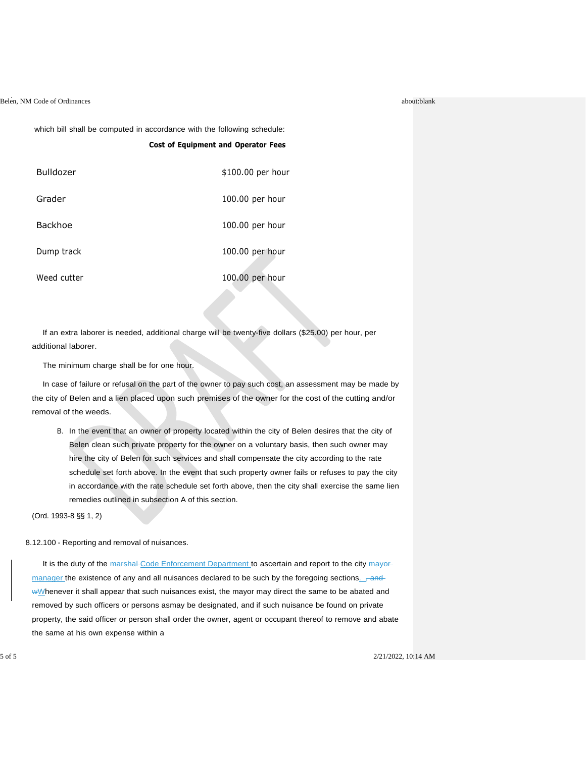which bill shall be computed in accordance with the following schedule:

**Cost of Equipment and Operator Fees**

| | |
|---|---|
| Bulldozer | $100.00 per hour |
| Grader | 100.00 per hour |
| Backhoe | 100.00 per hour |
| Dump track | 100.00 per hour |
| Weed cutter | 100.00 per hour |

If an extra laborer is needed, additional charge will be twenty-five dollars ($25.00) per hour, per additional laborer.

The minimum charge shall be for one hour.

In case of failure or refusal on the part of the owner to pay such cost, an assessment may be made by the city of Belen and a lien placed upon such premises of the owner for the cost of the cutting and/or removal of the weeds.

B. In the event that an owner of property located within the city of Belen desires that the city of Belen clean such private property for the owner on a voluntary basis, then such owner may hire the city of Belen for such services and shall compensate the city according to the rate schedule set forth above. In the event that such property owner fails or refuses to pay the city in accordance with the rate schedule set forth above, then the city shall exercise the same lien remedies outlined in subsection A of this section.

(Ord. 1993-8 §§ 1, 2)

8.12.100 - Reporting and removal of nuisances.

It is the duty of the ~~marshal~~ Code Enforcement Department to ascertain and report to the city ~~mayor~~ manager the existence of any and all nuisances declared to be such by the foregoing sections. ~~, and w~~Whenever it shall appear that such nuisances exist, the mayor may direct the same to be abated and removed by such officers or persons asmay be designated, and if such nuisance be found on private property, the said officer or person shall order the owner, agent or occupant thereof to remove and abate the same at his own expense within a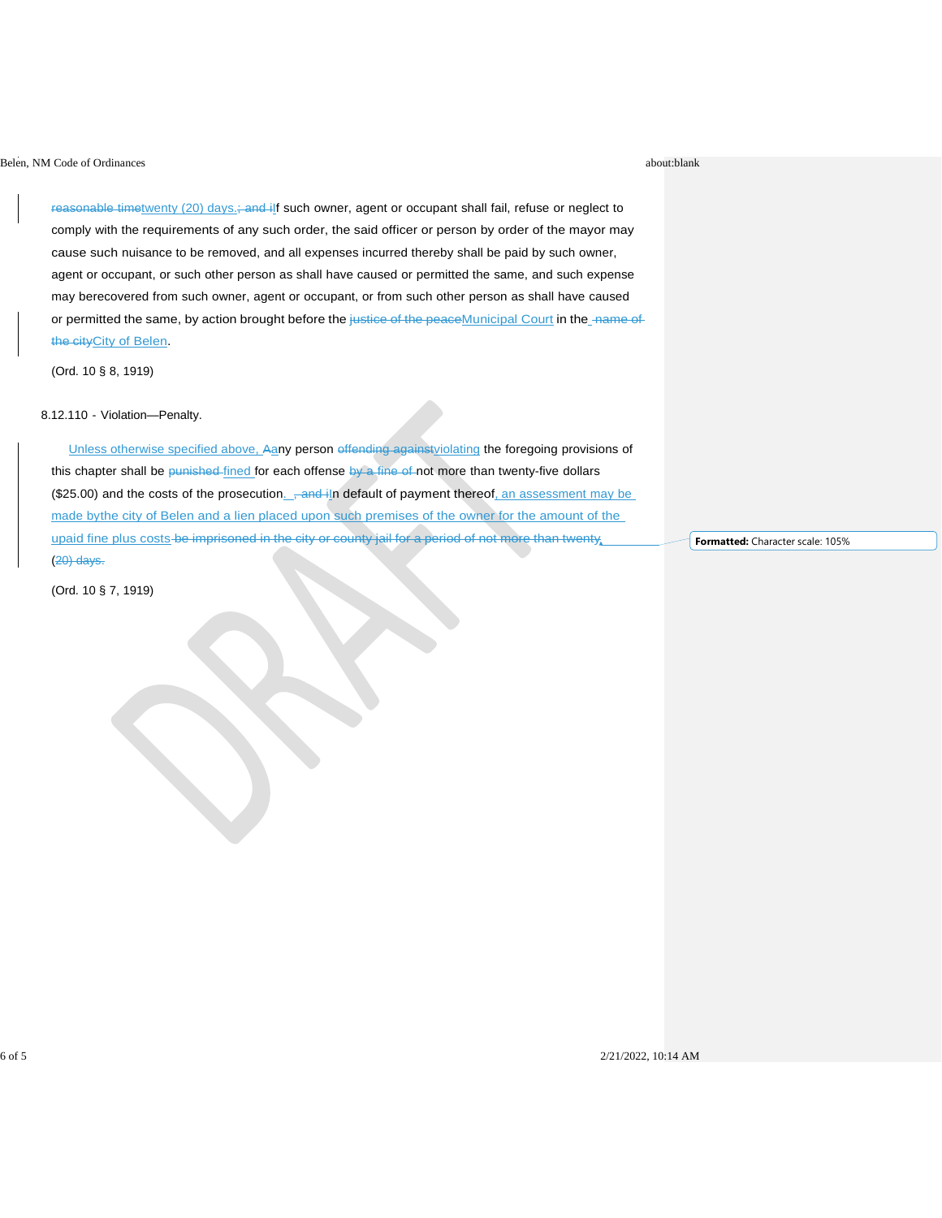~~reasonable time~~twenty (20) days.~~; and i~~If such owner, agent or occupant shall fail, refuse or neglect to comply with the requirements of any such order, the said officer or person by order of the mayor may cause such nuisance to be removed, and all expenses incurred thereby shall be paid by such owner, agent or occupant, or such other person as shall have caused or permitted the same, and such expense may berecovered from such owner, agent or occupant, or from such other person as shall have caused or permitted the same, by action brought before the ~~justice of the peace~~Municipal Court in the ~~name of the city~~City of Belen.

(Ord. 10 § 8, 1919)

8.12.110 - Violation—Penalty.

Unless otherwise specified above, ~~A~~any person ~~offending against~~violating the foregoing provisions of this chapter shall be ~~punished~~ fined for each offense ~~by a fine of~~ not more than twenty-five dollars ($25.00) and the costs of the prosecution. ~~, and i~~In default of payment thereof, an assessment may be made bythe city of Belen and a lien placed upon such premises of the owner for the amount of the upaid fine plus costs ~~be imprisoned in the city or county jail for a period of not more than twenty (20) days.~~

(Ord. 10 § 7, 1919)

**Formatted:** Character scale: 105%